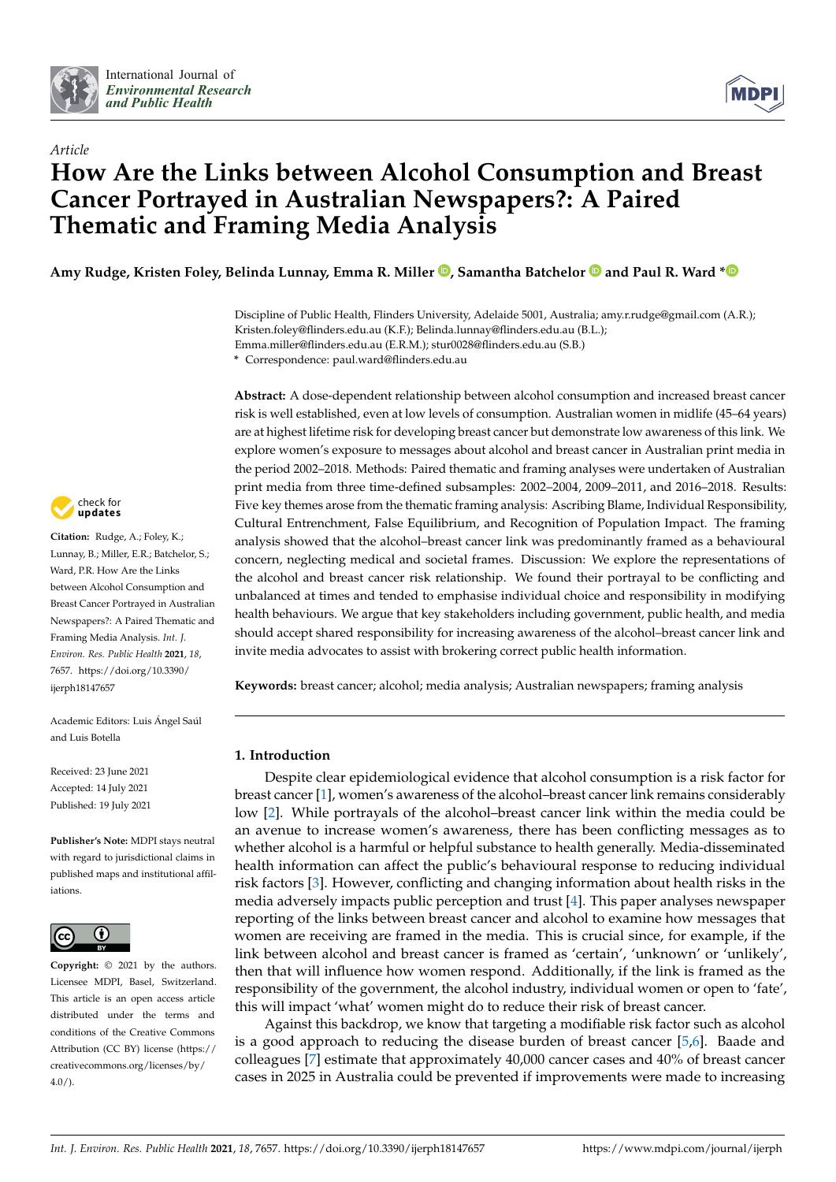International Journal of *Environmental Research and Public Health*

*Article*

# How Are the Links between Alcohol Consumption and Breast Cancer Portrayed in Australian Newspapers?: A Paired Thematic and Framing Media Analysis

**Amy Rudge, Kristen Foley, Belinda Lunnay, Emma R. Miller, Samantha Batchelor and Paul R. Ward ***

Discipline of Public Health, Flinders University, Adelaide 5001, Australia; amy.r.rudge@gmail.com (A.R.); Kristen.foley@flinders.edu.au (K.F.); Belinda.lunnay@flinders.edu.au (B.L.); Emma.miller@flinders.edu.au (E.R.M.); stur0028@flinders.edu.au (S.B.)
* Correspondence: paul.ward@flinders.edu.au

**Citation:** Rudge, A.; Foley, K.; Lunnay, B.; Miller, E.R.; Batchelor, S.; Ward, P.R. How Are the Links between Alcohol Consumption and Breast Cancer Portrayed in Australian Newspapers?: A Paired Thematic and Framing Media Analysis. *Int. J. Environ. Res. Public Health* **2021**, *18*, 7657. https://doi.org/10.3390/ijerph18147657

Academic Editors: Luis Ángel Saúl and Luis Botella

Received: 23 June 2021
Accepted: 14 July 2021
Published: 19 July 2021

**Publisher's Note:** MDPI stays neutral with regard to jurisdictional claims in published maps and institutional affiliations.

**Copyright:** © 2021 by the authors. Licensee MDPI, Basel, Switzerland. This article is an open access article distributed under the terms and conditions of the Creative Commons Attribution (CC BY) license (https://creativecommons.org/licenses/by/4.0/).

**Abstract:** A dose-dependent relationship between alcohol consumption and increased breast cancer risk is well established, even at low levels of consumption. Australian women in midlife (45–64 years) are at highest lifetime risk for developing breast cancer but demonstrate low awareness of this link. We explore women's exposure to messages about alcohol and breast cancer in Australian print media in the period 2002–2018. Methods: Paired thematic and framing analyses were undertaken of Australian print media from three time-defined subsamples: 2002–2004, 2009–2011, and 2016–2018. Results: Five key themes arose from the thematic framing analysis: Ascribing Blame, Individual Responsibility, Cultural Entrenchment, False Equilibrium, and Recognition of Population Impact. The framing analysis showed that the alcohol–breast cancer link was predominantly framed as a behavioural concern, neglecting medical and societal frames. Discussion: We explore the representations of the alcohol and breast cancer risk relationship. We found their portrayal to be conflicting and unbalanced at times and tended to emphasise individual choice and responsibility in modifying health behaviours. We argue that key stakeholders including government, public health, and media should accept shared responsibility for increasing awareness of the alcohol–breast cancer link and invite media advocates to assist with brokering correct public health information.

**Keywords:** breast cancer; alcohol; media analysis; Australian newspapers; framing analysis

## 1. Introduction

Despite clear epidemiological evidence that alcohol consumption is a risk factor for breast cancer [1], women's awareness of the alcohol–breast cancer link remains considerably low [2]. While portrayals of the alcohol–breast cancer link within the media could be an avenue to increase women's awareness, there has been conflicting messages as to whether alcohol is a harmful or helpful substance to health generally. Media-disseminated health information can affect the public's behavioural response to reducing individual risk factors [3]. However, conflicting and changing information about health risks in the media adversely impacts public perception and trust [4]. This paper analyses newspaper reporting of the links between breast cancer and alcohol to examine how messages that women are receiving are framed in the media. This is crucial since, for example, if the link between alcohol and breast cancer is framed as 'certain', 'unknown' or 'unlikely', then that will influence how women respond. Additionally, if the link is framed as the responsibility of the government, the alcohol industry, individual women or open to 'fate', this will impact 'what' women might do to reduce their risk of breast cancer.

Against this backdrop, we know that targeting a modifiable risk factor such as alcohol is a good approach to reducing the disease burden of breast cancer [5,6]. Baade and colleagues [7] estimate that approximately 40,000 cancer cases and 40% of breast cancer cases in 2025 in Australia could be prevented if improvements were made to increasing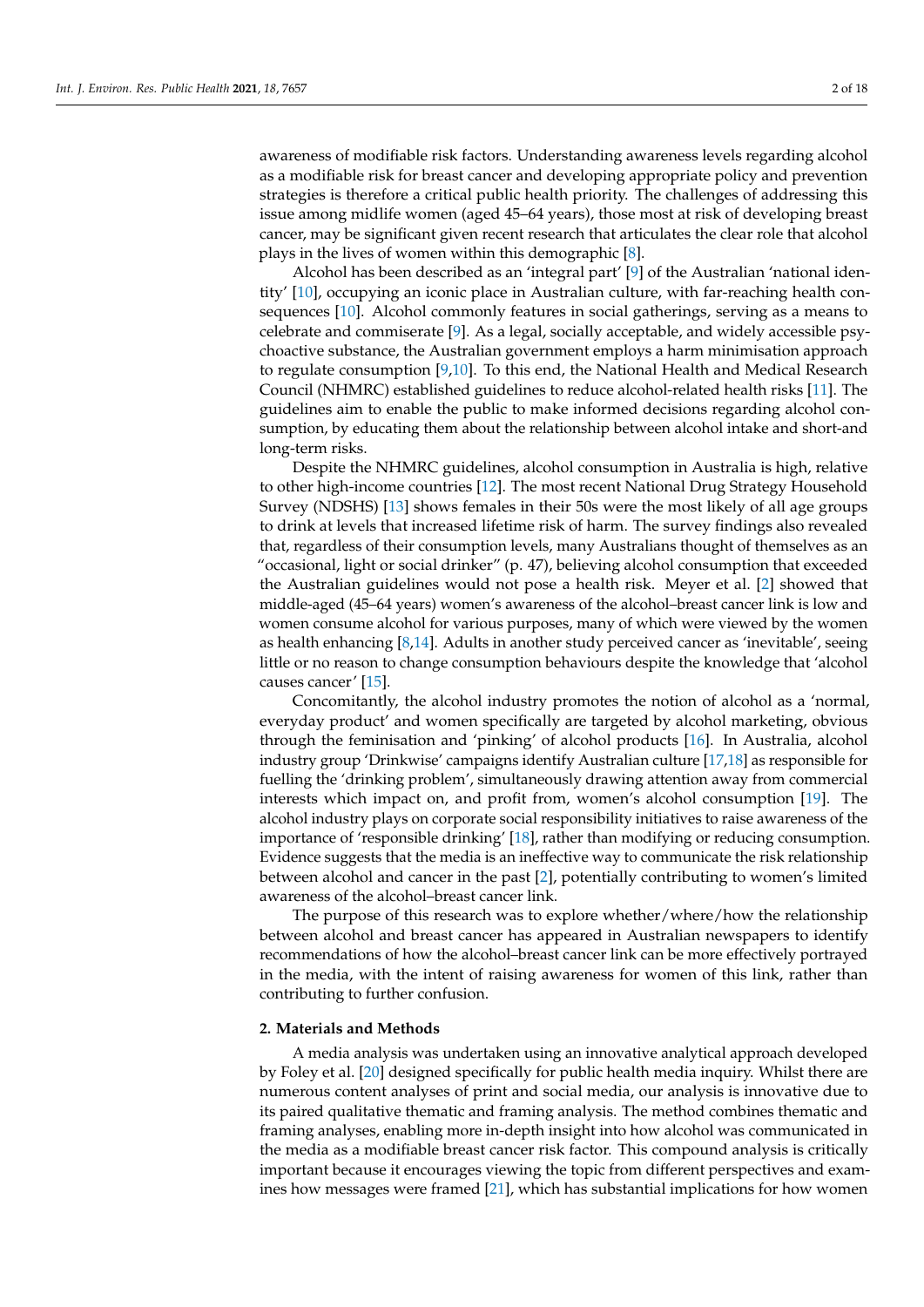awareness of modifiable risk factors. Understanding awareness levels regarding alcohol as a modifiable risk for breast cancer and developing appropriate policy and prevention strategies is therefore a critical public health priority. The challenges of addressing this issue among midlife women (aged 45–64 years), those most at risk of developing breast cancer, may be significant given recent research that articulates the clear role that alcohol plays in the lives of women within this demographic [8].

Alcohol has been described as an 'integral part' [9] of the Australian 'national identity' [10], occupying an iconic place in Australian culture, with far-reaching health consequences [10]. Alcohol commonly features in social gatherings, serving as a means to celebrate and commiserate [9]. As a legal, socially acceptable, and widely accessible psychoactive substance, the Australian government employs a harm minimisation approach to regulate consumption [9,10]. To this end, the National Health and Medical Research Council (NHMRC) established guidelines to reduce alcohol-related health risks [11]. The guidelines aim to enable the public to make informed decisions regarding alcohol consumption, by educating them about the relationship between alcohol intake and short-and long-term risks.

Despite the NHMRC guidelines, alcohol consumption in Australia is high, relative to other high-income countries [12]. The most recent National Drug Strategy Household Survey (NDSHS) [13] shows females in their 50s were the most likely of all age groups to drink at levels that increased lifetime risk of harm. The survey findings also revealed that, regardless of their consumption levels, many Australians thought of themselves as an "occasional, light or social drinker" (p. 47), believing alcohol consumption that exceeded the Australian guidelines would not pose a health risk. Meyer et al. [2] showed that middle-aged (45–64 years) women's awareness of the alcohol–breast cancer link is low and women consume alcohol for various purposes, many of which were viewed by the women as health enhancing [8,14]. Adults in another study perceived cancer as 'inevitable', seeing little or no reason to change consumption behaviours despite the knowledge that 'alcohol causes cancer' [15].

Concomitantly, the alcohol industry promotes the notion of alcohol as a 'normal, everyday product' and women specifically are targeted by alcohol marketing, obvious through the feminisation and 'pinking' of alcohol products [16]. In Australia, alcohol industry group 'Drinkwise' campaigns identify Australian culture [17,18] as responsible for fuelling the 'drinking problem', simultaneously drawing attention away from commercial interests which impact on, and profit from, women's alcohol consumption [19]. The alcohol industry plays on corporate social responsibility initiatives to raise awareness of the importance of 'responsible drinking' [18], rather than modifying or reducing consumption. Evidence suggests that the media is an ineffective way to communicate the risk relationship between alcohol and cancer in the past [2], potentially contributing to women's limited awareness of the alcohol–breast cancer link.

The purpose of this research was to explore whether/where/how the relationship between alcohol and breast cancer has appeared in Australian newspapers to identify recommendations of how the alcohol–breast cancer link can be more effectively portrayed in the media, with the intent of raising awareness for women of this link, rather than contributing to further confusion.

## 2. Materials and Methods

A media analysis was undertaken using an innovative analytical approach developed by Foley et al. [20] designed specifically for public health media inquiry. Whilst there are numerous content analyses of print and social media, our analysis is innovative due to its paired qualitative thematic and framing analysis. The method combines thematic and framing analyses, enabling more in-depth insight into how alcohol was communicated in the media as a modifiable breast cancer risk factor. This compound analysis is critically important because it encourages viewing the topic from different perspectives and examines how messages were framed [21], which has substantial implications for how women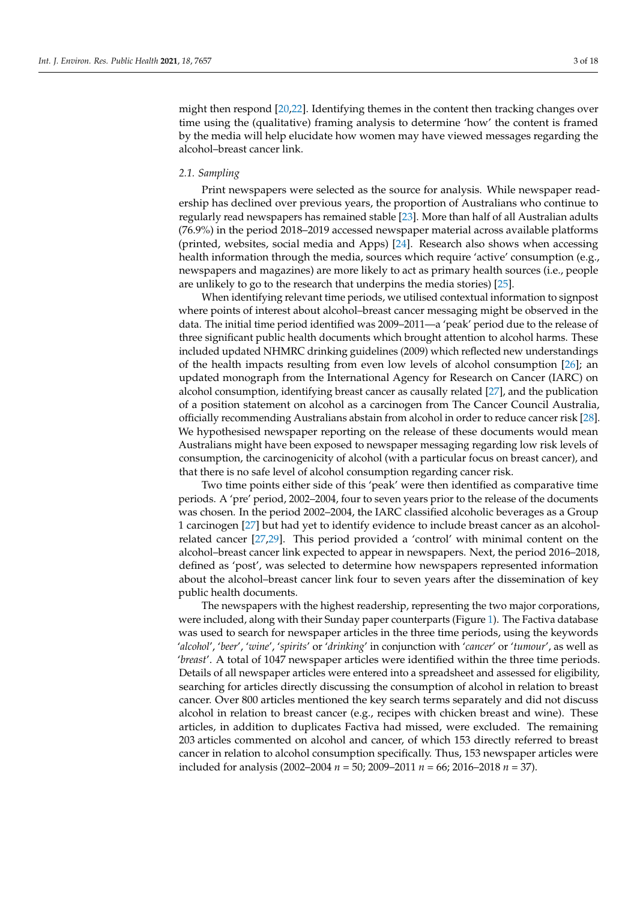might then respond [20,22]. Identifying themes in the content then tracking changes over time using the (qualitative) framing analysis to determine 'how' the content is framed by the media will help elucidate how women may have viewed messages regarding the alcohol–breast cancer link.

### 2.1. Sampling

Print newspapers were selected as the source for analysis. While newspaper readership has declined over previous years, the proportion of Australians who continue to regularly read newspapers has remained stable [23]. More than half of all Australian adults (76.9%) in the period 2018–2019 accessed newspaper material across available platforms (printed, websites, social media and Apps) [24]. Research also shows when accessing health information through the media, sources which require 'active' consumption (e.g., newspapers and magazines) are more likely to act as primary health sources (i.e., people are unlikely to go to the research that underpins the media stories) [25].

When identifying relevant time periods, we utilised contextual information to signpost where points of interest about alcohol–breast cancer messaging might be observed in the data. The initial time period identified was 2009–2011—a 'peak' period due to the release of three significant public health documents which brought attention to alcohol harms. These included updated NHMRC drinking guidelines (2009) which reflected new understandings of the health impacts resulting from even low levels of alcohol consumption [26]; an updated monograph from the International Agency for Research on Cancer (IARC) on alcohol consumption, identifying breast cancer as causally related [27], and the publication of a position statement on alcohol as a carcinogen from The Cancer Council Australia, officially recommending Australians abstain from alcohol in order to reduce cancer risk [28]. We hypothesised newspaper reporting on the release of these documents would mean Australians might have been exposed to newspaper messaging regarding low risk levels of consumption, the carcinogenicity of alcohol (with a particular focus on breast cancer), and that there is no safe level of alcohol consumption regarding cancer risk.

Two time points either side of this 'peak' were then identified as comparative time periods. A 'pre' period, 2002–2004, four to seven years prior to the release of the documents was chosen. In the period 2002–2004, the IARC classified alcoholic beverages as a Group 1 carcinogen [27] but had yet to identify evidence to include breast cancer as an alcohol-related cancer [27,29]. This period provided a 'control' with minimal content on the alcohol–breast cancer link expected to appear in newspapers. Next, the period 2016–2018, defined as 'post', was selected to determine how newspapers represented information about the alcohol–breast cancer link four to seven years after the dissemination of key public health documents.

The newspapers with the highest readership, representing the two major corporations, were included, along with their Sunday paper counterparts (Figure 1). The Factiva database was used to search for newspaper articles in the three time periods, using the keywords '*alcohol*', '*beer*', '*wine*', '*spirits*' or '*drinking*' in conjunction with '*cancer*' or '*tumour*', as well as '*breast*'. A total of 1047 newspaper articles were identified within the three time periods. Details of all newspaper articles were entered into a spreadsheet and assessed for eligibility, searching for articles directly discussing the consumption of alcohol in relation to breast cancer. Over 800 articles mentioned the key search terms separately and did not discuss alcohol in relation to breast cancer (e.g., recipes with chicken breast and wine). These articles, in addition to duplicates Factiva had missed, were excluded. The remaining 203 articles commented on alcohol and cancer, of which 153 directly referred to breast cancer in relation to alcohol consumption specifically. Thus, 153 newspaper articles were included for analysis (2002–2004 $n$ = 50; 2009–2011 $n$ = 66; 2016–2018 $n$ = 37).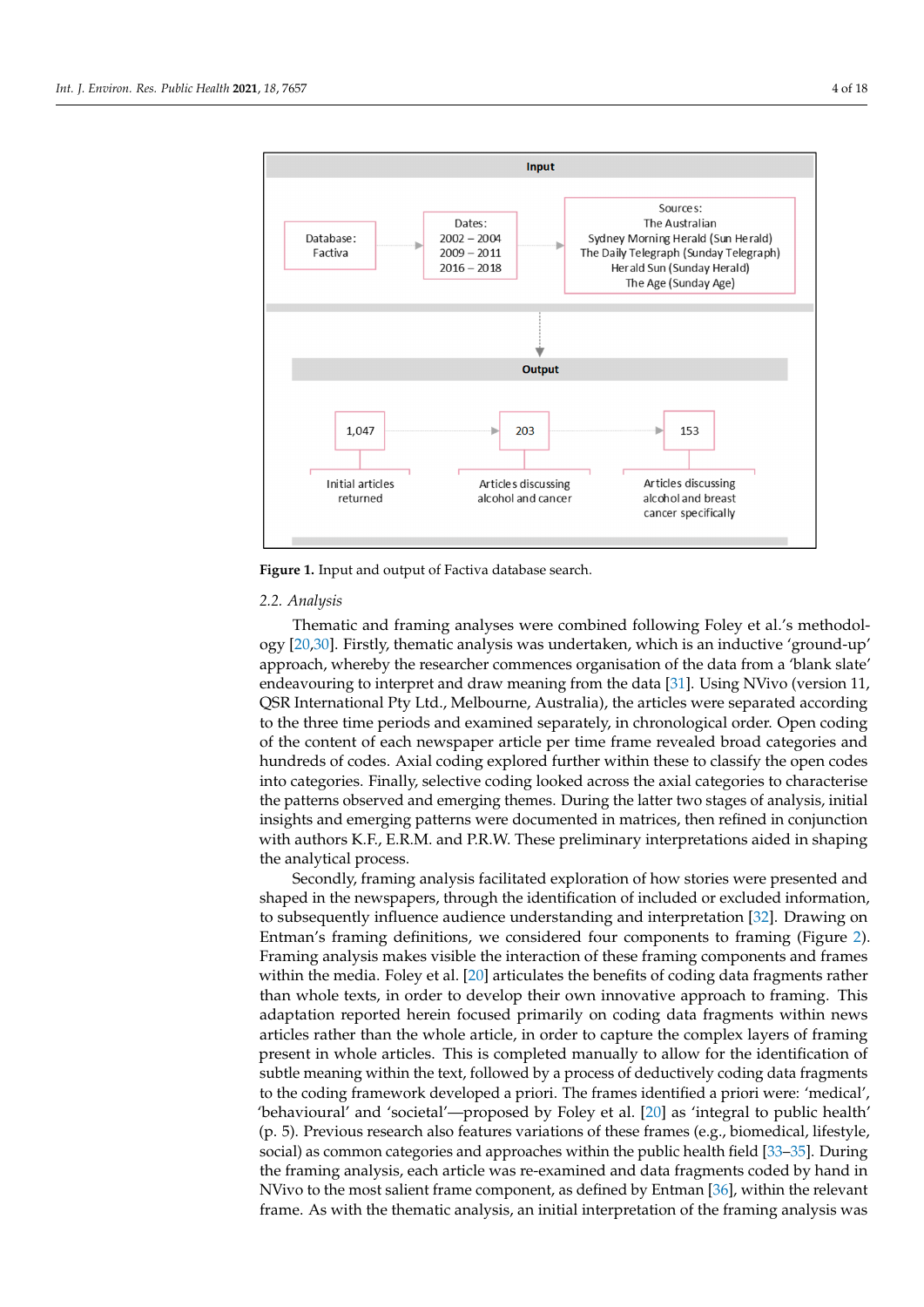**Figure 1.** Input and output of Factiva database search.

### 2.2. Analysis

Thematic and framing analyses were combined following Foley et al.'s methodology [20,30]. Firstly, thematic analysis was undertaken, which is an inductive 'ground-up' approach, whereby the researcher commences organisation of the data from a 'blank slate' endeavouring to interpret and draw meaning from the data [31]. Using NVivo (version 11, QSR International Pty Ltd., Melbourne, Australia), the articles were separated according to the three time periods and examined separately, in chronological order. Open coding of the content of each newspaper article per time frame revealed broad categories and hundreds of codes. Axial coding explored further within these to classify the open codes into categories. Finally, selective coding looked across the axial categories to characterise the patterns observed and emerging themes. During the latter two stages of analysis, initial insights and emerging patterns were documented in matrices, then refined in conjunction with authors K.F., E.R.M. and P.R.W. These preliminary interpretations aided in shaping the analytical process.

Secondly, framing analysis facilitated exploration of how stories were presented and shaped in the newspapers, through the identification of included or excluded information, to subsequently influence audience understanding and interpretation [32]. Drawing on Entman's framing definitions, we considered four components to framing (Figure 2). Framing analysis makes visible the interaction of these framing components and frames within the media. Foley et al. [20] articulates the benefits of coding data fragments rather than whole texts, in order to develop their own innovative approach to framing. This adaptation reported herein focused primarily on coding data fragments within news articles rather than the whole article, in order to capture the complex layers of framing present in whole articles. This is completed manually to allow for the identification of subtle meaning within the text, followed by a process of deductively coding data fragments to the coding framework developed a priori. The frames identified a priori were: 'medical', 'behavioural' and 'societal'—proposed by Foley et al. [20] as 'integral to public health' (p. 5). Previous research also features variations of these frames (e.g., biomedical, lifestyle, social) as common categories and approaches within the public health field [33–35]. During the framing analysis, each article was re-examined and data fragments coded by hand in NVivo to the most salient frame component, as defined by Entman [36], within the relevant frame. As with the thematic analysis, an initial interpretation of the framing analysis was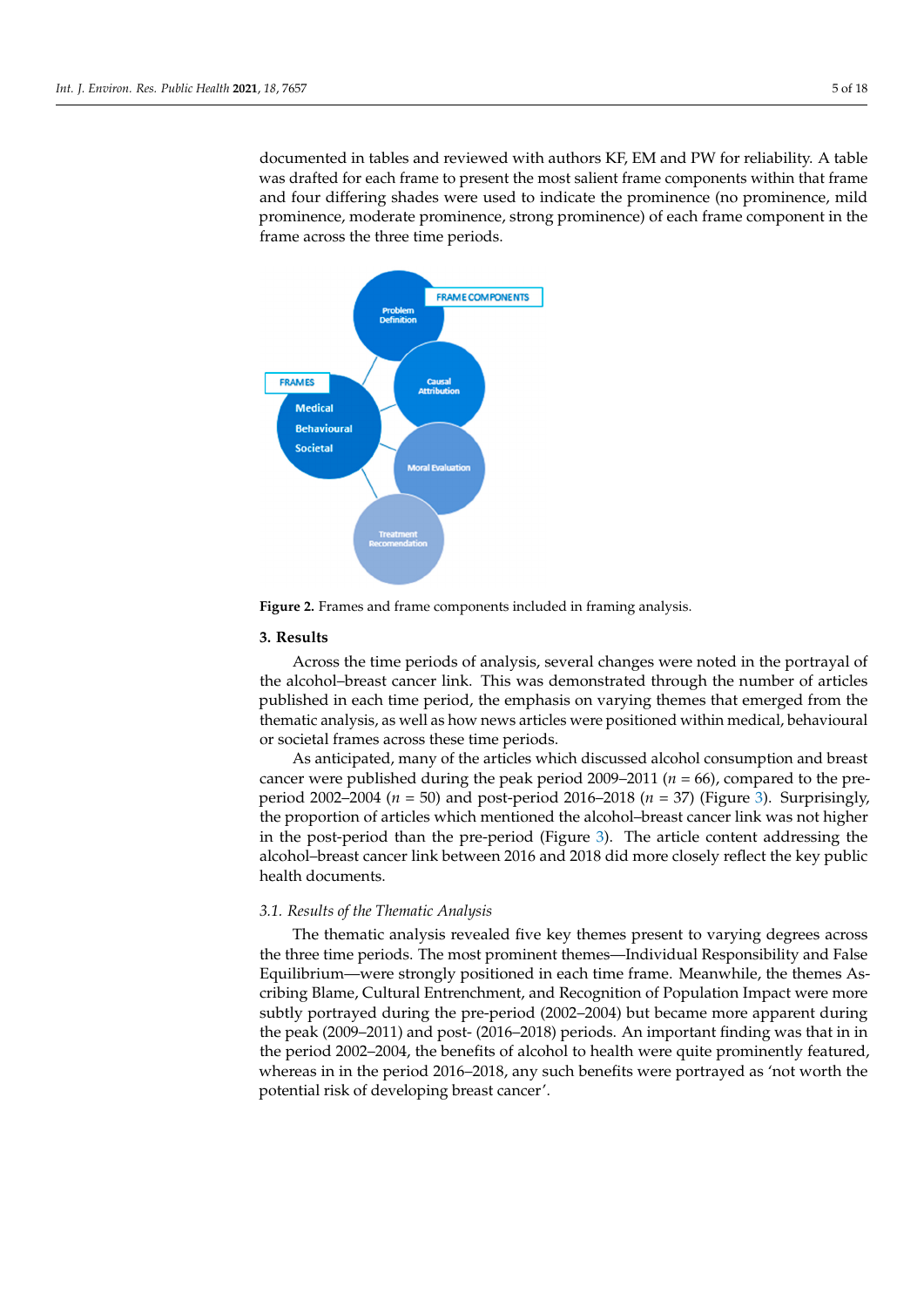documented in tables and reviewed with authors KF, EM and PW for reliability. A table was drafted for each frame to present the most salient frame components within that frame and four differing shades were used to indicate the prominence (no prominence, mild prominence, moderate prominence, strong prominence) of each frame component in the frame across the three time periods.

**Figure 2.** Frames and frame components included in framing analysis.

## 3. Results

Across the time periods of analysis, several changes were noted in the portrayal of the alcohol–breast cancer link. This was demonstrated through the number of articles published in each time period, the emphasis on varying themes that emerged from the thematic analysis, as well as how news articles were positioned within medical, behavioural or societal frames across these time periods.

As anticipated, many of the articles which discussed alcohol consumption and breast cancer were published during the peak period 2009–2011 ($n$ = 66), compared to the pre-period 2002–2004 ($n$ = 50) and post-period 2016–2018 ($n$ = 37) (Figure 3). Surprisingly, the proportion of articles which mentioned the alcohol–breast cancer link was not higher in the post-period than the pre-period (Figure 3). The article content addressing the alcohol–breast cancer link between 2016 and 2018 did more closely reflect the key public health documents.

### *3.1. Results of the Thematic Analysis*

The thematic analysis revealed five key themes present to varying degrees across the three time periods. The most prominent themes—Individual Responsibility and False Equilibrium—were strongly positioned in each time frame. Meanwhile, the themes Ascribing Blame, Cultural Entrenchment, and Recognition of Population Impact were more subtly portrayed during the pre-period (2002–2004) but became more apparent during the peak (2009–2011) and post- (2016–2018) periods. An important finding was that in in the period 2002–2004, the benefits of alcohol to health were quite prominently featured, whereas in in the period 2016–2018, any such benefits were portrayed as 'not worth the potential risk of developing breast cancer'.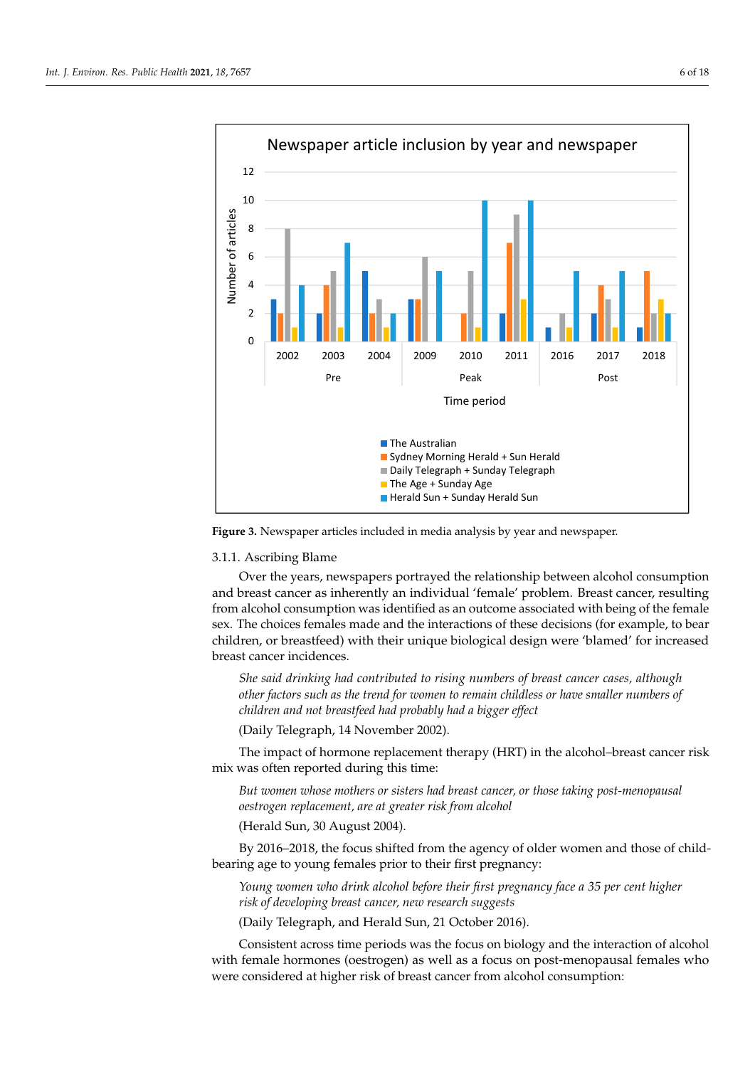Figure 3. Newspaper articles included in media analysis by year and newspaper.

#### 3.1.1. Ascribing Blame

Over the years, newspapers portrayed the relationship between alcohol consumption and breast cancer as inherently an individual 'female' problem. Breast cancer, resulting from alcohol consumption was identified as an outcome associated with being of the female sex. The choices females made and the interactions of these decisions (for example, to bear children, or breastfeed) with their unique biological design were 'blamed' for increased breast cancer incidences.

> *She said drinking had contributed to rising numbers of breast cancer cases, although other factors such as the trend for women to remain childless or have smaller numbers of children and not breastfeed had probably had a bigger effect*
>
> (Daily Telegraph, 14 November 2002).

The impact of hormone replacement therapy (HRT) in the alcohol–breast cancer risk mix was often reported during this time:

> *But women whose mothers or sisters had breast cancer, or those taking post-menopausal oestrogen replacement, are at greater risk from alcohol*
>
> (Herald Sun, 30 August 2004).

By 2016–2018, the focus shifted from the agency of older women and those of child-bearing age to young females prior to their first pregnancy:

> *Young women who drink alcohol before their first pregnancy face a 35 per cent higher risk of developing breast cancer, new research suggests*
>
> (Daily Telegraph, and Herald Sun, 21 October 2016).

Consistent across time periods was the focus on biology and the interaction of alcohol with female hormones (oestrogen) as well as a focus on post-menopausal females who were considered at higher risk of breast cancer from alcohol consumption: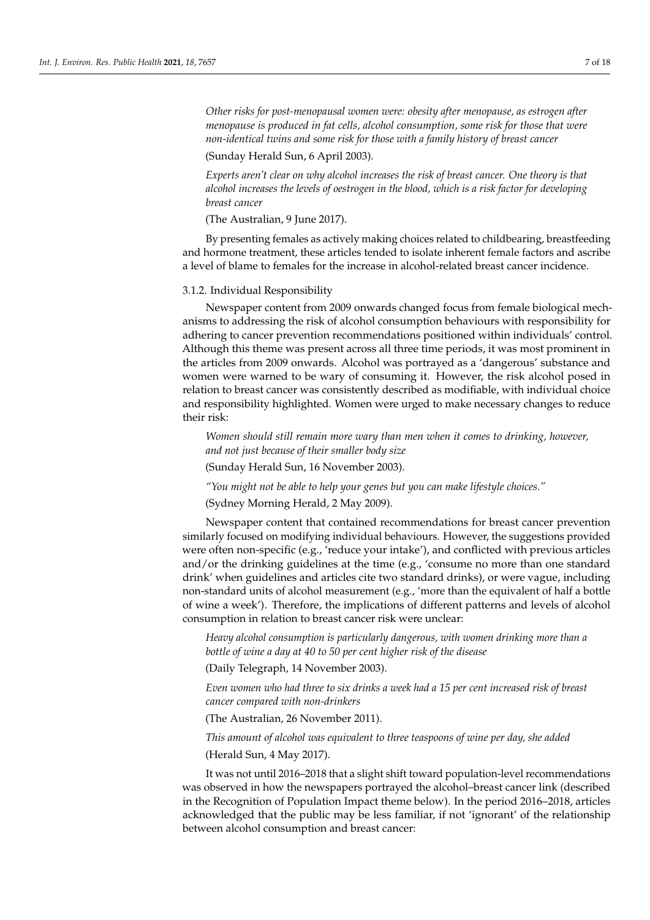*Other risks for post-menopausal women were: obesity after menopause, as estrogen after menopause is produced in fat cells, alcohol consumption, some risk for those that were non-identical twins and some risk for those with a family history of breast cancer*

(Sunday Herald Sun, 6 April 2003).

*Experts aren't clear on why alcohol increases the risk of breast cancer. One theory is that alcohol increases the levels of oestrogen in the blood, which is a risk factor for developing breast cancer*

(The Australian, 9 June 2017).

By presenting females as actively making choices related to childbearing, breastfeeding and hormone treatment, these articles tended to isolate inherent female factors and ascribe a level of blame to females for the increase in alcohol-related breast cancer incidence.

#### 3.1.2. Individual Responsibility

Newspaper content from 2009 onwards changed focus from female biological mechanisms to addressing the risk of alcohol consumption behaviours with responsibility for adhering to cancer prevention recommendations positioned within individuals' control. Although this theme was present across all three time periods, it was most prominent in the articles from 2009 onwards. Alcohol was portrayed as a 'dangerous' substance and women were warned to be wary of consuming it. However, the risk alcohol posed in relation to breast cancer was consistently described as modifiable, with individual choice and responsibility highlighted. Women were urged to make necessary changes to reduce their risk:

*Women should still remain more wary than men when it comes to drinking, however, and not just because of their smaller body size*

(Sunday Herald Sun, 16 November 2003).

*"You might not be able to help your genes but you can make lifestyle choices."*

(Sydney Morning Herald, 2 May 2009).

Newspaper content that contained recommendations for breast cancer prevention similarly focused on modifying individual behaviours. However, the suggestions provided were often non-specific (e.g., 'reduce your intake'), and conflicted with previous articles and/or the drinking guidelines at the time (e.g., 'consume no more than one standard drink' when guidelines and articles cite two standard drinks), or were vague, including non-standard units of alcohol measurement (e.g., 'more than the equivalent of half a bottle of wine a week'). Therefore, the implications of different patterns and levels of alcohol consumption in relation to breast cancer risk were unclear:

*Heavy alcohol consumption is particularly dangerous, with women drinking more than a bottle of wine a day at 40 to 50 per cent higher risk of the disease*

(Daily Telegraph, 14 November 2003).

*Even women who had three to six drinks a week had a 15 per cent increased risk of breast cancer compared with non-drinkers*

(The Australian, 26 November 2011).

*This amount of alcohol was equivalent to three teaspoons of wine per day, she added*

(Herald Sun, 4 May 2017).

It was not until 2016–2018 that a slight shift toward population-level recommendations was observed in how the newspapers portrayed the alcohol–breast cancer link (described in the Recognition of Population Impact theme below). In the period 2016–2018, articles acknowledged that the public may be less familiar, if not 'ignorant' of the relationship between alcohol consumption and breast cancer: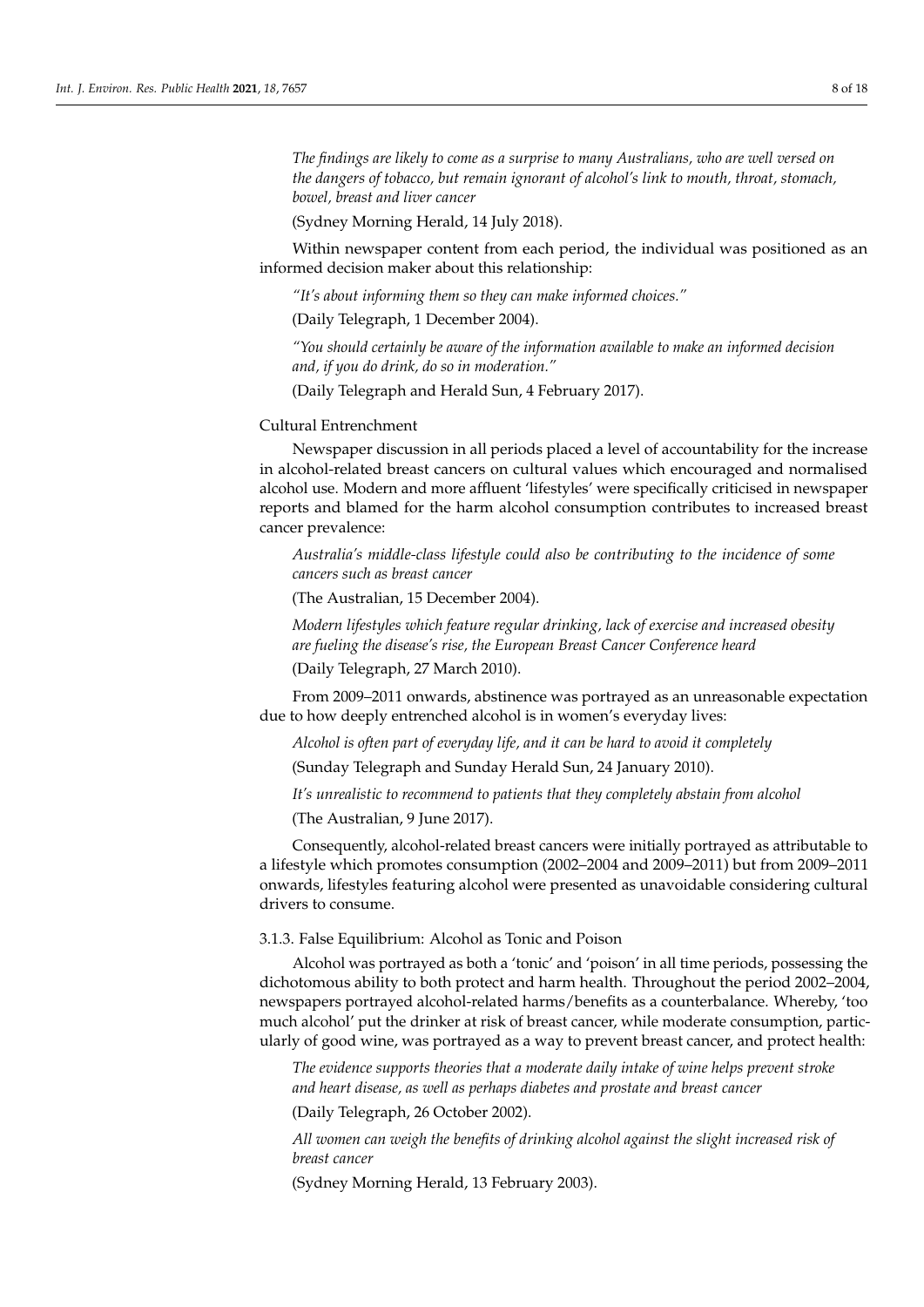*The findings are likely to come as a surprise to many Australians, who are well versed on the dangers of tobacco, but remain ignorant of alcohol's link to mouth, throat, stomach, bowel, breast and liver cancer*

(Sydney Morning Herald, 14 July 2018).

Within newspaper content from each period, the individual was positioned as an informed decision maker about this relationship:

*"It's about informing them so they can make informed choices."*

(Daily Telegraph, 1 December 2004).

*"You should certainly be aware of the information available to make an informed decision and, if you do drink, do so in moderation."*

(Daily Telegraph and Herald Sun, 4 February 2017).

Cultural Entrenchment

Newspaper discussion in all periods placed a level of accountability for the increase in alcohol-related breast cancers on cultural values which encouraged and normalised alcohol use. Modern and more affluent 'lifestyles' were specifically criticised in newspaper reports and blamed for the harm alcohol consumption contributes to increased breast cancer prevalence:

*Australia's middle-class lifestyle could also be contributing to the incidence of some cancers such as breast cancer*

(The Australian, 15 December 2004).

*Modern lifestyles which feature regular drinking, lack of exercise and increased obesity are fueling the disease's rise, the European Breast Cancer Conference heard*

(Daily Telegraph, 27 March 2010).

From 2009–2011 onwards, abstinence was portrayed as an unreasonable expectation due to how deeply entrenched alcohol is in women's everyday lives:

*Alcohol is often part of everyday life, and it can be hard to avoid it completely*

(Sunday Telegraph and Sunday Herald Sun, 24 January 2010).

*It's unrealistic to recommend to patients that they completely abstain from alcohol*

(The Australian, 9 June 2017).

Consequently, alcohol-related breast cancers were initially portrayed as attributable to a lifestyle which promotes consumption (2002–2004 and 2009–2011) but from 2009–2011 onwards, lifestyles featuring alcohol were presented as unavoidable considering cultural drivers to consume.

3.1.3. False Equilibrium: Alcohol as Tonic and Poison

Alcohol was portrayed as both a 'tonic' and 'poison' in all time periods, possessing the dichotomous ability to both protect and harm health. Throughout the period 2002–2004, newspapers portrayed alcohol-related harms/benefits as a counterbalance. Whereby, 'too much alcohol' put the drinker at risk of breast cancer, while moderate consumption, particularly of good wine, was portrayed as a way to prevent breast cancer, and protect health:

*The evidence supports theories that a moderate daily intake of wine helps prevent stroke and heart disease, as well as perhaps diabetes and prostate and breast cancer*

(Daily Telegraph, 26 October 2002).

*All women can weigh the benefits of drinking alcohol against the slight increased risk of breast cancer*

(Sydney Morning Herald, 13 February 2003).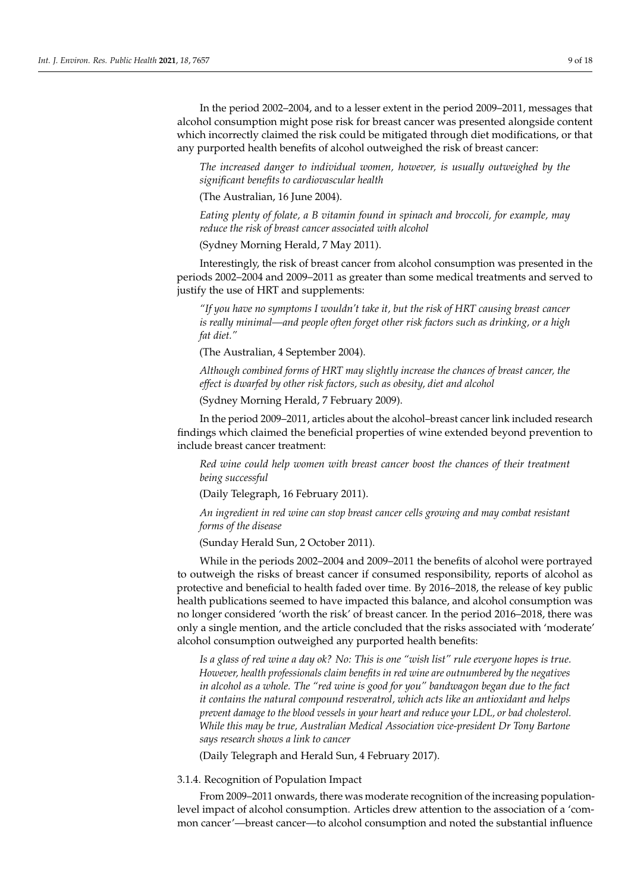In the period 2002–2004, and to a lesser extent in the period 2009–2011, messages that alcohol consumption might pose risk for breast cancer was presented alongside content which incorrectly claimed the risk could be mitigated through diet modifications, or that any purported health benefits of alcohol outweighed the risk of breast cancer:

> *The increased danger to individual women, however, is usually outweighed by the significant benefits to cardiovascular health*
>
> (The Australian, 16 June 2004).
>
> *Eating plenty of folate, a B vitamin found in spinach and broccoli, for example, may reduce the risk of breast cancer associated with alcohol*
>
> (Sydney Morning Herald, 7 May 2011).

Interestingly, the risk of breast cancer from alcohol consumption was presented in the periods 2002–2004 and 2009–2011 as greater than some medical treatments and served to justify the use of HRT and supplements:

> *"If you have no symptoms I wouldn't take it, but the risk of HRT causing breast cancer is really minimal—and people often forget other risk factors such as drinking, or a high fat diet."*
>
> (The Australian, 4 September 2004).
>
> *Although combined forms of HRT may slightly increase the chances of breast cancer, the effect is dwarfed by other risk factors, such as obesity, diet and alcohol*
>
> (Sydney Morning Herald, 7 February 2009).

In the period 2009–2011, articles about the alcohol–breast cancer link included research findings which claimed the beneficial properties of wine extended beyond prevention to include breast cancer treatment:

> *Red wine could help women with breast cancer boost the chances of their treatment being successful*
>
> (Daily Telegraph, 16 February 2011).
>
> *An ingredient in red wine can stop breast cancer cells growing and may combat resistant forms of the disease*
>
> (Sunday Herald Sun, 2 October 2011).

While in the periods 2002–2004 and 2009–2011 the benefits of alcohol were portrayed to outweigh the risks of breast cancer if consumed responsibility, reports of alcohol as protective and beneficial to health faded over time. By 2016–2018, the release of key public health publications seemed to have impacted this balance, and alcohol consumption was no longer considered 'worth the risk' of breast cancer. In the period 2016–2018, there was only a single mention, and the article concluded that the risks associated with 'moderate' alcohol consumption outweighed any purported health benefits:

> *Is a glass of red wine a day ok? No: This is one "wish list" rule everyone hopes is true. However, health professionals claim benefits in red wine are outnumbered by the negatives in alcohol as a whole. The "red wine is good for you" bandwagon began due to the fact it contains the natural compound resveratrol, which acts like an antioxidant and helps prevent damage to the blood vessels in your heart and reduce your LDL, or bad cholesterol. While this may be true, Australian Medical Association vice-president Dr Tony Bartone says research shows a link to cancer*
>
> (Daily Telegraph and Herald Sun, 4 February 2017).

#### 3.1.4. Recognition of Population Impact

From 2009–2011 onwards, there was moderate recognition of the increasing population-level impact of alcohol consumption. Articles drew attention to the association of a 'common cancer'—breast cancer—to alcohol consumption and noted the substantial influence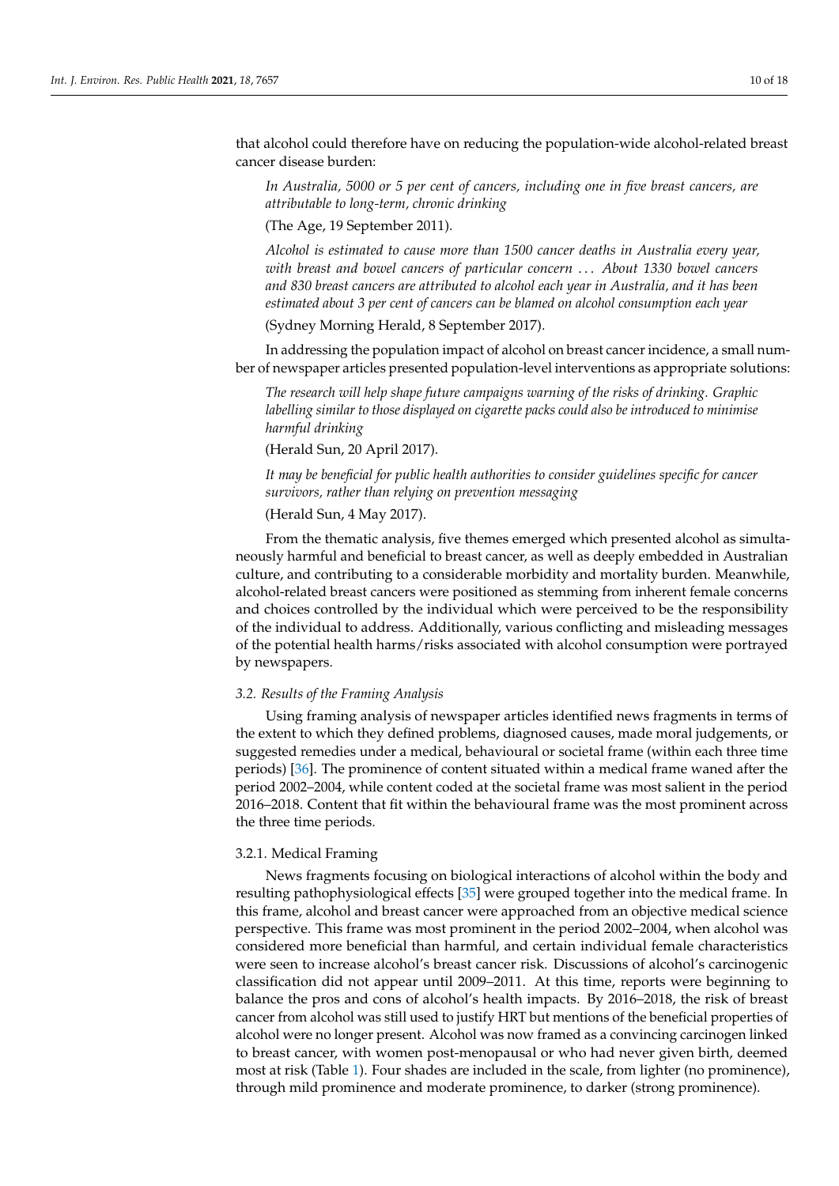that alcohol could therefore have on reducing the population-wide alcohol-related breast cancer disease burden:

> *In Australia, 5000 or 5 per cent of cancers, including one in five breast cancers, are attributable to long-term, chronic drinking*
>
> (The Age, 19 September 2011).

> *Alcohol is estimated to cause more than 1500 cancer deaths in Australia every year, with breast and bowel cancers of particular concern ... About 1330 bowel cancers and 830 breast cancers are attributed to alcohol each year in Australia, and it has been estimated about 3 per cent of cancers can be blamed on alcohol consumption each year*
>
> (Sydney Morning Herald, 8 September 2017).

In addressing the population impact of alcohol on breast cancer incidence, a small number of newspaper articles presented population-level interventions as appropriate solutions:

> *The research will help shape future campaigns warning of the risks of drinking. Graphic labelling similar to those displayed on cigarette packs could also be introduced to minimise harmful drinking*
>
> (Herald Sun, 20 April 2017).

> *It may be beneficial for public health authorities to consider guidelines specific for cancer survivors, rather than relying on prevention messaging*
>
> (Herald Sun, 4 May 2017).

From the thematic analysis, five themes emerged which presented alcohol as simultaneously harmful and beneficial to breast cancer, as well as deeply embedded in Australian culture, and contributing to a considerable morbidity and mortality burden. Meanwhile, alcohol-related breast cancers were positioned as stemming from inherent female concerns and choices controlled by the individual which were perceived to be the responsibility of the individual to address. Additionally, various conflicting and misleading messages of the potential health harms/risks associated with alcohol consumption were portrayed by newspapers.

### *3.2. Results of the Framing Analysis*

Using framing analysis of newspaper articles identified news fragments in terms of the extent to which they defined problems, diagnosed causes, made moral judgements, or suggested remedies under a medical, behavioural or societal frame (within each three time periods) [36]. The prominence of content situated within a medical frame waned after the period 2002–2004, while content coded at the societal frame was most salient in the period 2016–2018. Content that fit within the behavioural frame was the most prominent across the three time periods.

#### 3.2.1. Medical Framing

News fragments focusing on biological interactions of alcohol within the body and resulting pathophysiological effects [35] were grouped together into the medical frame. In this frame, alcohol and breast cancer were approached from an objective medical science perspective. This frame was most prominent in the period 2002–2004, when alcohol was considered more beneficial than harmful, and certain individual female characteristics were seen to increase alcohol's breast cancer risk. Discussions of alcohol's carcinogenic classification did not appear until 2009–2011. At this time, reports were beginning to balance the pros and cons of alcohol's health impacts. By 2016–2018, the risk of breast cancer from alcohol was still used to justify HRT but mentions of the beneficial properties of alcohol were no longer present. Alcohol was now framed as a convincing carcinogen linked to breast cancer, with women post-menopausal or who had never given birth, deemed most at risk (Table 1). Four shades are included in the scale, from lighter (no prominence), through mild prominence and moderate prominence, to darker (strong prominence).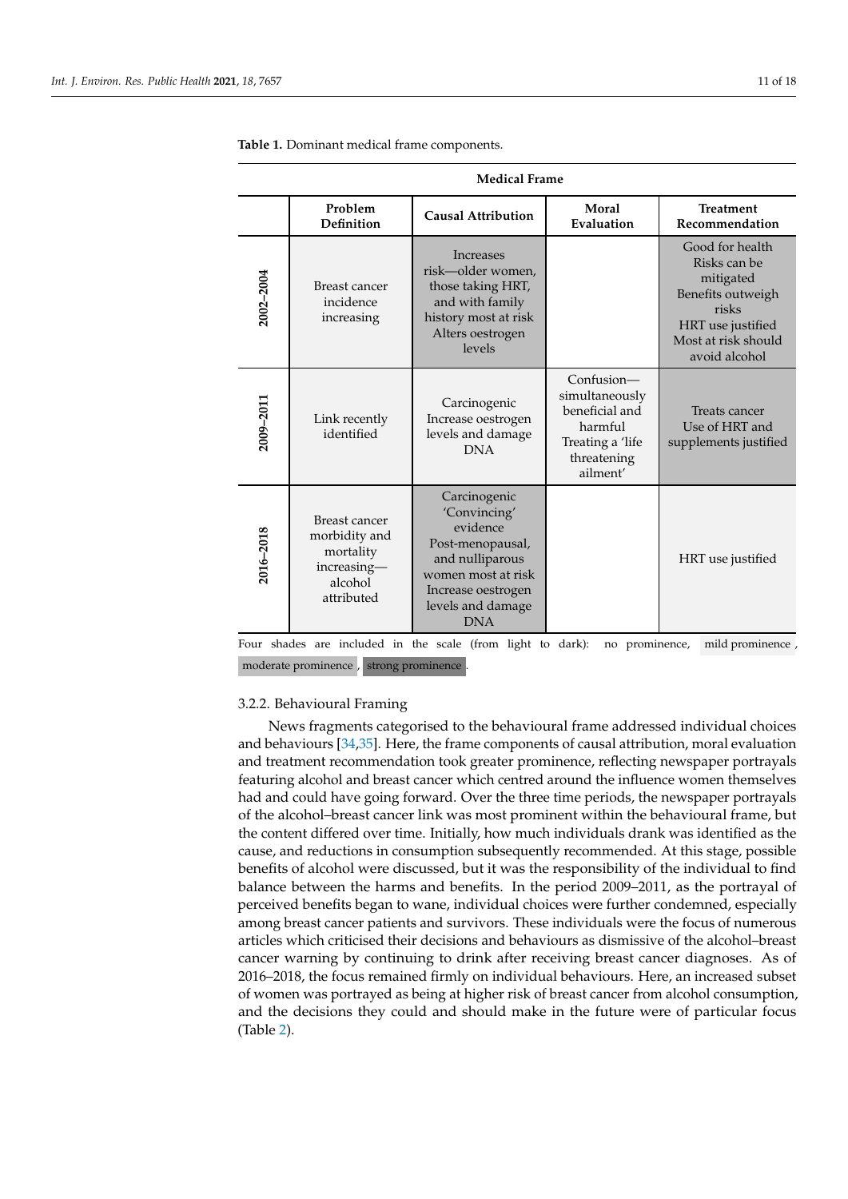**Table 1.** Dominant medical frame components.

| Medical Frame | | | | |
|---|---|---|---|---|
| | **Problem Definition** | **Causal Attribution** | **Moral Evaluation** | **Treatment Recommendation** |
| **2002–2004** | Breast cancer incidence increasing | Increases risk—older women, those taking HRT, and with family history most at risk<br>Alters oestrogen levels | | Good for health<br>Risks can be mitigated<br>Benefits outweigh risks<br>HRT use justified<br>Most at risk should avoid alcohol |
| **2009–2011** | Link recently identified | Carcinogenic<br>Increase oestrogen levels and damage DNA | Confusion—simultaneously beneficial and harmful<br>Treating a 'life threatening ailment' | Treats cancer<br>Use of HRT and supplements justified |
| **2016–2018** | Breast cancer morbidity and mortality increasing—alcohol attributed | Carcinogenic<br>'Convincing' evidence<br>Post-menopausal, and nulliparous women most at risk<br>Increase oestrogen levels and damage DNA | | HRT use justified |

Four shades are included in the scale (from light to dark): no prominence, mild prominence, moderate prominence, strong prominence.

#### 3.2.2. Behavioural Framing

News fragments categorised to the behavioural frame addressed individual choices and behaviours [34,35]. Here, the frame components of causal attribution, moral evaluation and treatment recommendation took greater prominence, reflecting newspaper portrayals featuring alcohol and breast cancer which centred around the influence women themselves had and could have going forward. Over the three time periods, the newspaper portrayals of the alcohol–breast cancer link was most prominent within the behavioural frame, but the content differed over time. Initially, how much individuals drank was identified as the cause, and reductions in consumption subsequently recommended. At this stage, possible benefits of alcohol were discussed, but it was the responsibility of the individual to find balance between the harms and benefits. In the period 2009–2011, as the portrayal of perceived benefits began to wane, individual choices were further condemned, especially among breast cancer patients and survivors. These individuals were the focus of numerous articles which criticised their decisions and behaviours as dismissive of the alcohol–breast cancer warning by continuing to drink after receiving breast cancer diagnoses. As of 2016–2018, the focus remained firmly on individual behaviours. Here, an increased subset of women was portrayed as being at higher risk of breast cancer from alcohol consumption, and the decisions they could and should make in the future were of particular focus (Table 2).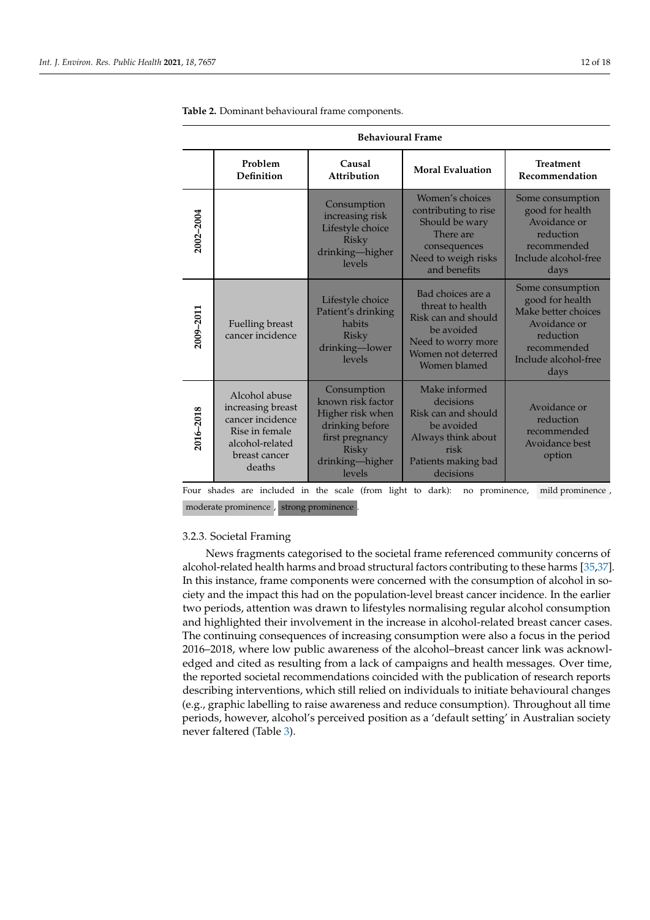**Table 2.** Dominant behavioural frame components.

| Behavioural Frame | | | | |
|---|---|---|---|---|
| | **Problem Definition** | **Causal Attribution** | **Moral Evaluation** | **Treatment Recommendation** |
| **2002–2004** | | Consumption increasing risk Lifestyle choice Risky drinking—higher levels | Women's choices contributing to rise Should be wary There are consequences Need to weigh risks and benefits | Some consumption good for health Avoidance or reduction recommended Include alcohol-free days |
| **2009–2011** | Fuelling breast cancer incidence | Lifestyle choice Patient's drinking habits Risky drinking—lower levels | Bad choices are a threat to health Risk can and should be avoided Need to worry more Women not deterred Women blamed | Some consumption good for health Make better choices Avoidance or reduction recommended Include alcohol-free days |
| **2016–2018** | Alcohol abuse increasing breast cancer incidence Rise in female alcohol-related breast cancer deaths | Consumption known risk factor Higher risk when drinking before first pregnancy Risky drinking—higher levels | Make informed decisions Risk can and should be avoided Always think about risk Patients making bad decisions | Avoidance or reduction recommended Avoidance best option |

Four shades are included in the scale (from light to dark): no prominence, mild prominence, moderate prominence, strong prominence.

#### 3.2.3. Societal Framing

News fragments categorised to the societal frame referenced community concerns of alcohol-related health harms and broad structural factors contributing to these harms [35,37]. In this instance, frame components were concerned with the consumption of alcohol in society and the impact this had on the population-level breast cancer incidence. In the earlier two periods, attention was drawn to lifestyles normalising regular alcohol consumption and highlighted their involvement in the increase in alcohol-related breast cancer cases. The continuing consequences of increasing consumption were also a focus in the period 2016–2018, where low public awareness of the alcohol–breast cancer link was acknowledged and cited as resulting from a lack of campaigns and health messages. Over time, the reported societal recommendations coincided with the publication of research reports describing interventions, which still relied on individuals to initiate behavioural changes (e.g., graphic labelling to raise awareness and reduce consumption). Throughout all time periods, however, alcohol's perceived position as a 'default setting' in Australian society never faltered (Table 3).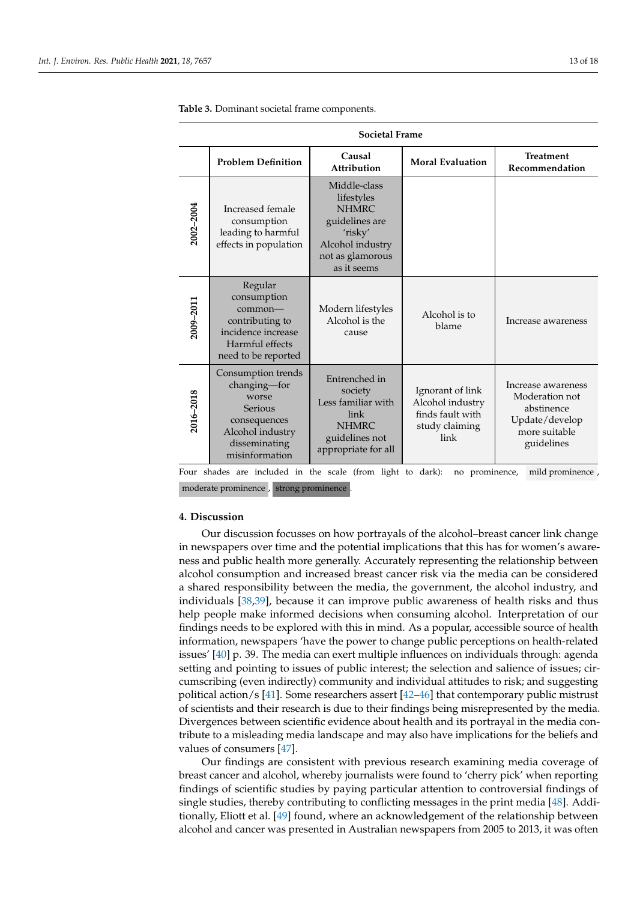**Table 3.** Dominant societal frame components.

| Societal Frame | | | | |
|---|---|---|---|---|
| | **Problem Definition** | **Causal Attribution** | **Moral Evaluation** | **Treatment Recommendation** |
| **2002–2004** | Increased female consumption leading to harmful effects in population | Middle-class lifestyles NHMRC guidelines are 'risky' Alcohol industry not as glamorous as it seems | | |
| **2009–2011** | Regular consumption common—contributing to incidence increase Harmful effects need to be reported | Modern lifestyles Alcohol is the cause | Alcohol is to blame | Increase awareness |
| **2016–2018** | Consumption trends changing—for worse Serious consequences Alcohol industry disseminating misinformation | Entrenched in society Less familiar with link NHMRC guidelines not appropriate for all | Ignorant of link Alcohol industry finds fault with study claiming link | Increase awareness Moderation not abstinence Update/develop more suitable guidelines |

Four shades are included in the scale (from light to dark): no prominence, mild prominence, moderate prominence, strong prominence.

## 4. Discussion

Our discussion focusses on how portrayals of the alcohol–breast cancer link change in newspapers over time and the potential implications that this has for women's awareness and public health more generally. Accurately representing the relationship between alcohol consumption and increased breast cancer risk via the media can be considered a shared responsibility between the media, the government, the alcohol industry, and individuals [38,39], because it can improve public awareness of health risks and thus help people make informed decisions when consuming alcohol. Interpretation of our findings needs to be explored with this in mind. As a popular, accessible source of health information, newspapers 'have the power to change public perceptions on health-related issues' [40] p. 39. The media can exert multiple influences on individuals through: agenda setting and pointing to issues of public interest; the selection and salience of issues; circumscribing (even indirectly) community and individual attitudes to risk; and suggesting political action/s [41]. Some researchers assert [42–46] that contemporary public mistrust of scientists and their research is due to their findings being misrepresented by the media. Divergences between scientific evidence about health and its portrayal in the media contribute to a misleading media landscape and may also have implications for the beliefs and values of consumers [47].

Our findings are consistent with previous research examining media coverage of breast cancer and alcohol, whereby journalists were found to 'cherry pick' when reporting findings of scientific studies by paying particular attention to controversial findings of single studies, thereby contributing to conflicting messages in the print media [48]. Additionally, Eliott et al. [49] found, where an acknowledgement of the relationship between alcohol and cancer was presented in Australian newspapers from 2005 to 2013, it was often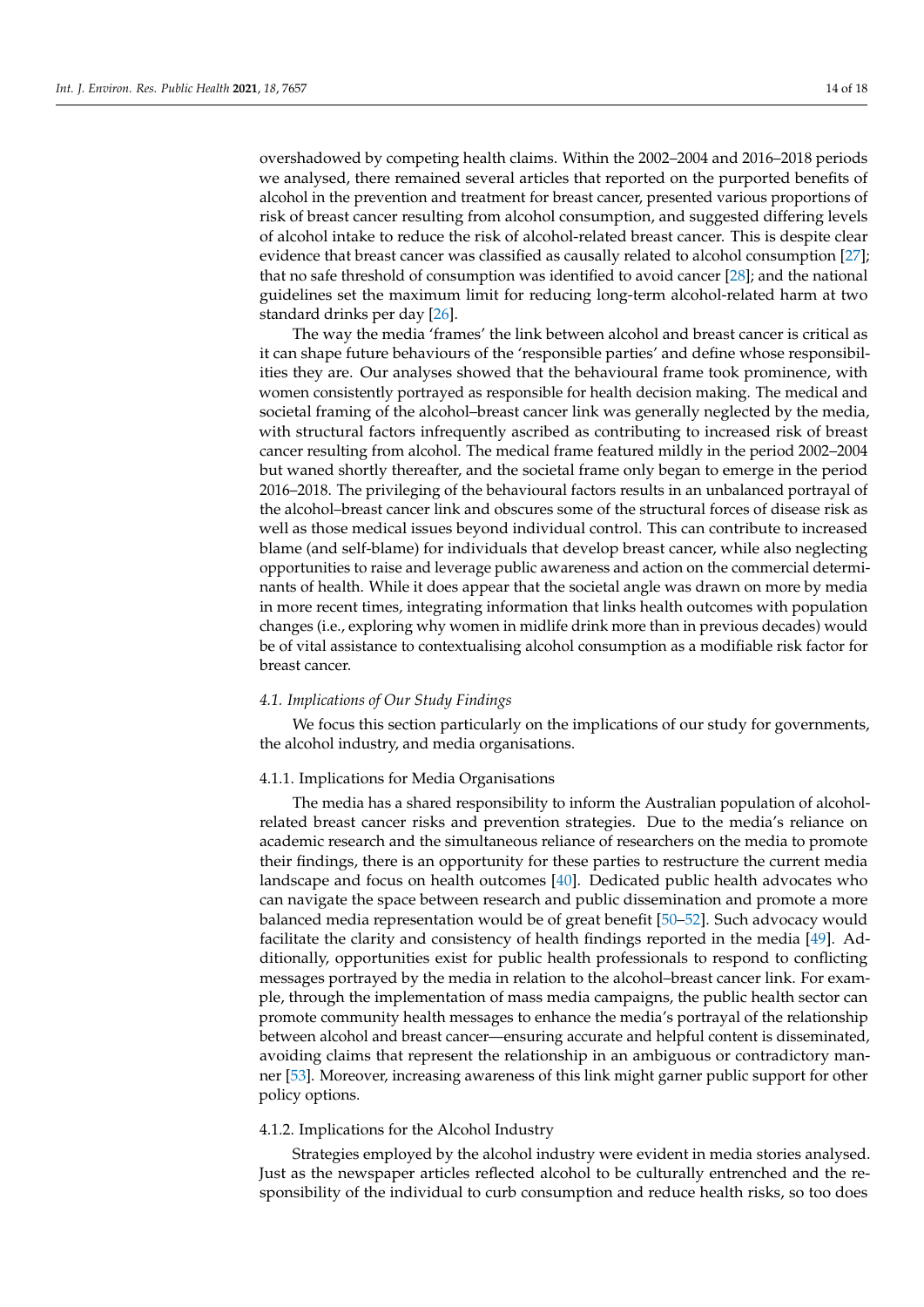overshadowed by competing health claims. Within the 2002–2004 and 2016–2018 periods we analysed, there remained several articles that reported on the purported benefits of alcohol in the prevention and treatment for breast cancer, presented various proportions of risk of breast cancer resulting from alcohol consumption, and suggested differing levels of alcohol intake to reduce the risk of alcohol-related breast cancer. This is despite clear evidence that breast cancer was classified as causally related to alcohol consumption [27]; that no safe threshold of consumption was identified to avoid cancer [28]; and the national guidelines set the maximum limit for reducing long-term alcohol-related harm at two standard drinks per day [26].

The way the media 'frames' the link between alcohol and breast cancer is critical as it can shape future behaviours of the 'responsible parties' and define whose responsibilities they are. Our analyses showed that the behavioural frame took prominence, with women consistently portrayed as responsible for health decision making. The medical and societal framing of the alcohol–breast cancer link was generally neglected by the media, with structural factors infrequently ascribed as contributing to increased risk of breast cancer resulting from alcohol. The medical frame featured mildly in the period 2002–2004 but waned shortly thereafter, and the societal frame only began to emerge in the period 2016–2018. The privileging of the behavioural factors results in an unbalanced portrayal of the alcohol–breast cancer link and obscures some of the structural forces of disease risk as well as those medical issues beyond individual control. This can contribute to increased blame (and self-blame) for individuals that develop breast cancer, while also neglecting opportunities to raise and leverage public awareness and action on the commercial determinants of health. While it does appear that the societal angle was drawn on more by media in more recent times, integrating information that links health outcomes with population changes (i.e., exploring why women in midlife drink more than in previous decades) would be of vital assistance to contextualising alcohol consumption as a modifiable risk factor for breast cancer.

### *4.1. Implications of Our Study Findings*

We focus this section particularly on the implications of our study for governments, the alcohol industry, and media organisations.

#### 4.1.1. Implications for Media Organisations

The media has a shared responsibility to inform the Australian population of alcohol-related breast cancer risks and prevention strategies. Due to the media's reliance on academic research and the simultaneous reliance of researchers on the media to promote their findings, there is an opportunity for these parties to restructure the current media landscape and focus on health outcomes [40]. Dedicated public health advocates who can navigate the space between research and public dissemination and promote a more balanced media representation would be of great benefit [50–52]. Such advocacy would facilitate the clarity and consistency of health findings reported in the media [49]. Additionally, opportunities exist for public health professionals to respond to conflicting messages portrayed by the media in relation to the alcohol–breast cancer link. For example, through the implementation of mass media campaigns, the public health sector can promote community health messages to enhance the media's portrayal of the relationship between alcohol and breast cancer—ensuring accurate and helpful content is disseminated, avoiding claims that represent the relationship in an ambiguous or contradictory manner [53]. Moreover, increasing awareness of this link might garner public support for other policy options.

#### 4.1.2. Implications for the Alcohol Industry

Strategies employed by the alcohol industry were evident in media stories analysed. Just as the newspaper articles reflected alcohol to be culturally entrenched and the responsibility of the individual to curb consumption and reduce health risks, so too does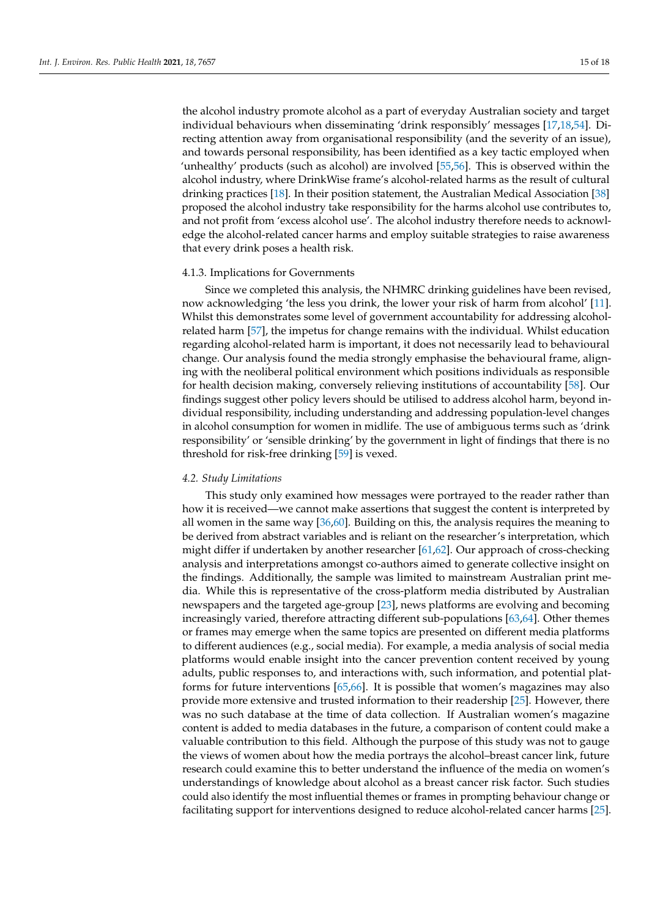the alcohol industry promote alcohol as a part of everyday Australian society and target individual behaviours when disseminating 'drink responsibly' messages [17,18,54]. Directing attention away from organisational responsibility (and the severity of an issue), and towards personal responsibility, has been identified as a key tactic employed when 'unhealthy' products (such as alcohol) are involved [55,56]. This is observed within the alcohol industry, where DrinkWise frame's alcohol-related harms as the result of cultural drinking practices [18]. In their position statement, the Australian Medical Association [38] proposed the alcohol industry take responsibility for the harms alcohol use contributes to, and not profit from 'excess alcohol use'. The alcohol industry therefore needs to acknowledge the alcohol-related cancer harms and employ suitable strategies to raise awareness that every drink poses a health risk.

#### 4.1.3. Implications for Governments

Since we completed this analysis, the NHMRC drinking guidelines have been revised, now acknowledging 'the less you drink, the lower your risk of harm from alcohol' [11]. Whilst this demonstrates some level of government accountability for addressing alcohol-related harm [57], the impetus for change remains with the individual. Whilst education regarding alcohol-related harm is important, it does not necessarily lead to behavioural change. Our analysis found the media strongly emphasise the behavioural frame, aligning with the neoliberal political environment which positions individuals as responsible for health decision making, conversely relieving institutions of accountability [58]. Our findings suggest other policy levers should be utilised to address alcohol harm, beyond individual responsibility, including understanding and addressing population-level changes in alcohol consumption for women in midlife. The use of ambiguous terms such as 'drink responsibility' or 'sensible drinking' by the government in light of findings that there is no threshold for risk-free drinking [59] is vexed.

### *4.2. Study Limitations*

This study only examined how messages were portrayed to the reader rather than how it is received—we cannot make assertions that suggest the content is interpreted by all women in the same way [36,60]. Building on this, the analysis requires the meaning to be derived from abstract variables and is reliant on the researcher's interpretation, which might differ if undertaken by another researcher [61,62]. Our approach of cross-checking analysis and interpretations amongst co-authors aimed to generate collective insight on the findings. Additionally, the sample was limited to mainstream Australian print media. While this is representative of the cross-platform media distributed by Australian newspapers and the targeted age-group [23], news platforms are evolving and becoming increasingly varied, therefore attracting different sub-populations [63,64]. Other themes or frames may emerge when the same topics are presented on different media platforms to different audiences (e.g., social media). For example, a media analysis of social media platforms would enable insight into the cancer prevention content received by young adults, public responses to, and interactions with, such information, and potential platforms for future interventions [65,66]. It is possible that women's magazines may also provide more extensive and trusted information to their readership [25]. However, there was no such database at the time of data collection. If Australian women's magazine content is added to media databases in the future, a comparison of content could make a valuable contribution to this field. Although the purpose of this study was not to gauge the views of women about how the media portrays the alcohol–breast cancer link, future research could examine this to better understand the influence of the media on women's understandings of knowledge about alcohol as a breast cancer risk factor. Such studies could also identify the most influential themes or frames in prompting behaviour change or facilitating support for interventions designed to reduce alcohol-related cancer harms [25].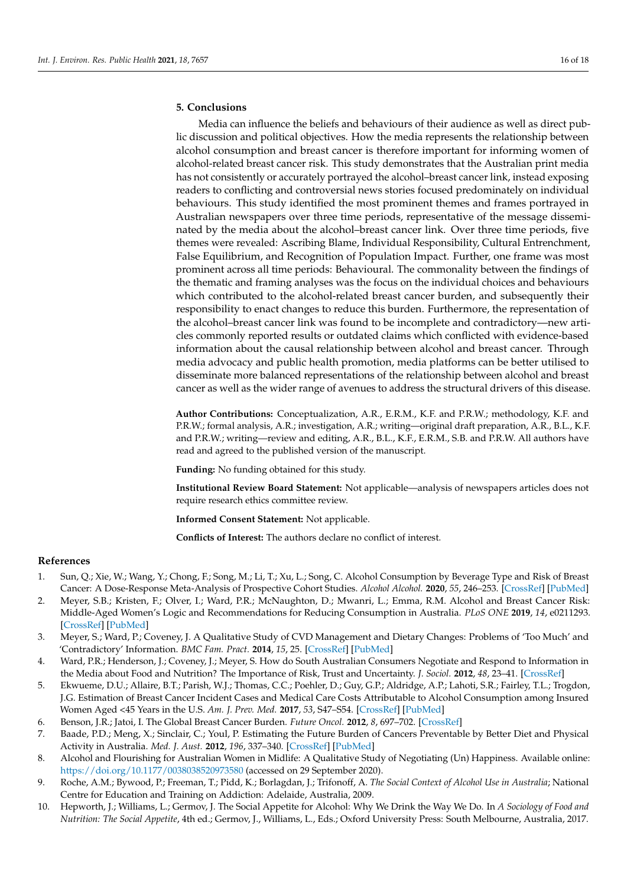## 5. Conclusions

Media can influence the beliefs and behaviours of their audience as well as direct public discussion and political objectives. How the media represents the relationship between alcohol consumption and breast cancer is therefore important for informing women of alcohol-related breast cancer risk. This study demonstrates that the Australian print media has not consistently or accurately portrayed the alcohol–breast cancer link, instead exposing readers to conflicting and controversial news stories focused predominately on individual behaviours. This study identified the most prominent themes and frames portrayed in Australian newspapers over three time periods, representative of the message disseminated by the media about the alcohol–breast cancer link. Over three time periods, five themes were revealed: Ascribing Blame, Individual Responsibility, Cultural Entrenchment, False Equilibrium, and Recognition of Population Impact. Further, one frame was most prominent across all time periods: Behavioural. The commonality between the findings of the thematic and framing analyses was the focus on the individual choices and behaviours which contributed to the alcohol-related breast cancer burden, and subsequently their responsibility to enact changes to reduce this burden. Furthermore, the representation of the alcohol–breast cancer link was found to be incomplete and contradictory—new articles commonly reported results or outdated claims which conflicted with evidence-based information about the causal relationship between alcohol and breast cancer. Through media advocacy and public health promotion, media platforms can be better utilised to disseminate more balanced representations of the relationship between alcohol and breast cancer as well as the wider range of avenues to address the structural drivers of this disease.

**Author Contributions:** Conceptualization, A.R., E.R.M., K.F. and P.R.W.; methodology, K.F. and P.R.W.; formal analysis, A.R.; investigation, A.R.; writing—original draft preparation, A.R., B.L., K.F. and P.R.W.; writing—review and editing, A.R., B.L., K.F., E.R.M., S.B. and P.R.W. All authors have read and agreed to the published version of the manuscript.

**Funding:** No funding obtained for this study.

**Institutional Review Board Statement:** Not applicable—analysis of newspapers articles does not require research ethics committee review.

**Informed Consent Statement:** Not applicable.

**Conflicts of Interest:** The authors declare no conflict of interest.

## References

1. Sun, Q.; Xie, W.; Wang, Y.; Chong, F.; Song, M.; Li, T.; Xu, L.; Song, C. Alcohol Consumption by Beverage Type and Risk of Breast Cancer: A Dose-Response Meta-Analysis of Prospective Cohort Studies. *Alcohol Alcohol.* **2020**, *55*, 246–253. [CrossRef] [PubMed]
2. Meyer, S.B.; Kristen, F.; Olver, I.; Ward, P.R.; McNaughton, D.; Mwanri, L.; Emma, R.M. Alcohol and Breast Cancer Risk: Middle-Aged Women's Logic and Recommendations for Reducing Consumption in Australia. *PLoS ONE* **2019**, *14*, e0211293. [CrossRef] [PubMed]
3. Meyer, S.; Ward, P.; Coveney, J. A Qualitative Study of CVD Management and Dietary Changes: Problems of 'Too Much' and 'Contradictory' Information. *BMC Fam. Pract.* **2014**, *15*, 25. [CrossRef] [PubMed]
4. Ward, P.R.; Henderson, J.; Coveney, J.; Meyer, S. How do South Australian Consumers Negotiate and Respond to Information in the Media about Food and Nutrition? The Importance of Risk, Trust and Uncertainty. *J. Sociol.* **2012**, *48*, 23–41. [CrossRef]
5. Ekwueme, D.U.; Allaire, B.T.; Parish, W.J.; Thomas, C.C.; Poehler, D.; Guy, G.P.; Aldridge, A.P.; Lahoti, S.R.; Fairley, T.L.; Trogdon, J.G. Estimation of Breast Cancer Incident Cases and Medical Care Costs Attributable to Alcohol Consumption among Insured Women Aged <45 Years in the U.S. *Am. J. Prev. Med.* **2017**, *53*, S47–S54. [CrossRef] [PubMed]
6. Benson, J.R.; Jatoi, I. The Global Breast Cancer Burden. *Future Oncol.* **2012**, *8*, 697–702. [CrossRef]
7. Baade, P.D.; Meng, X.; Sinclair, C.; Youl, P. Estimating the Future Burden of Cancers Preventable by Better Diet and Physical Activity in Australia. *Med. J. Aust.* **2012**, *196*, 337–340. [CrossRef] [PubMed]
8. Alcohol and Flourishing for Australian Women in Midlife: A Qualitative Study of Negotiating (Un) Happiness. Available online: https://doi.org/10.1177/0038038520973580 (accessed on 29 September 2020).
9. Roche, A.M.; Bywood, P.; Freeman, T.; Pidd, K.; Borlagdan, J.; Trifonoff, A. *The Social Context of Alcohol Use in Australia*; National Centre for Education and Training on Addiction: Adelaide, Australia, 2009.
10. Hepworth, J.; Williams, L.; Germov, J. The Social Appetite for Alcohol: Why We Drink the Way We Do. In *A Sociology of Food and Nutrition: The Social Appetite*, 4th ed.; Germov, J., Williams, L., Eds.; Oxford University Press: South Melbourne, Australia, 2017.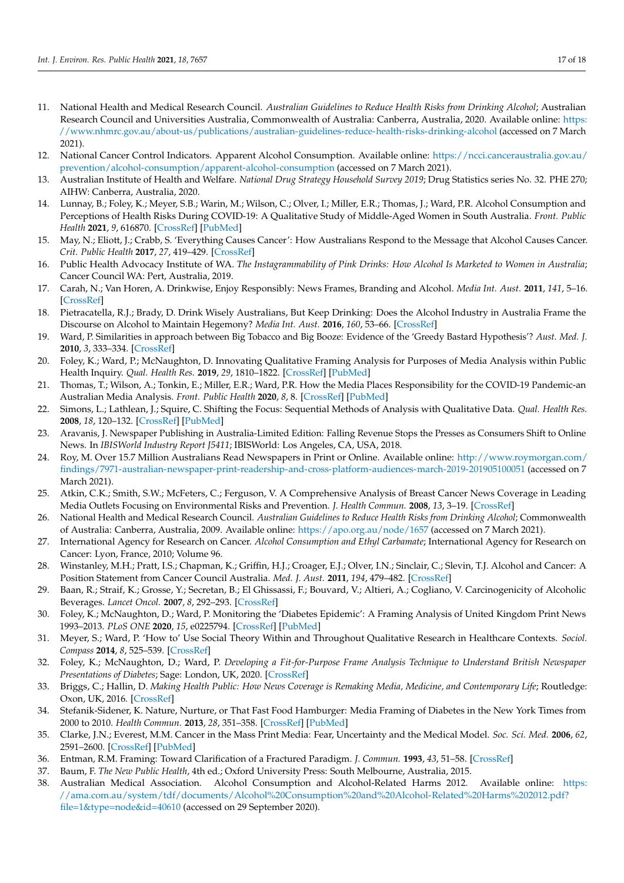11. National Health and Medical Research Council. *Australian Guidelines to Reduce Health Risks from Drinking Alcohol*; Australian Research Council and Universities Australia, Commonwealth of Australia: Canberra, Australia, 2020. Available online: https://www.nhmrc.gov.au/about-us/publications/australian-guidelines-reduce-health-risks-drinking-alcohol (accessed on 7 March 2021).
12. National Cancer Control Indicators. Apparent Alcohol Consumption. Available online: https://ncci.canceraustralia.gov.au/prevention/alcohol-consumption/apparent-alcohol-consumption (accessed on 7 March 2021).
13. Australian Institute of Health and Welfare. *National Drug Strategy Household Survey 2019*; Drug Statistics series No. 32. PHE 270; AIHW: Canberra, Australia, 2020.
14. Lunnay, B.; Foley, K.; Meyer, S.B.; Warin, M.; Wilson, C.; Olver, I.; Miller, E.R.; Thomas, J.; Ward, P.R. Alcohol Consumption and Perceptions of Health Risks During COVID-19: A Qualitative Study of Middle-Aged Women in South Australia. *Front. Public Health* **2021**, *9*, 616870. [CrossRef] [PubMed]
15. May, N.; Eliott, J.; Crabb, S. 'Everything Causes Cancer': How Australians Respond to the Message that Alcohol Causes Cancer. *Crit. Public Health* **2017**, *27*, 419–429. [CrossRef]
16. Public Health Advocacy Institute of WA. *The Instagrammability of Pink Drinks: How Alcohol Is Marketed to Women in Australia*; Cancer Council WA: Pert, Australia, 2019.
17. Carah, N.; Van Horen, A. Drinkwise, Enjoy Responsibly: News Frames, Branding and Alcohol. *Media Int. Aust.* **2011**, *141*, 5–16. [CrossRef]
18. Pietracatella, R.J.; Brady, D. Drink Wisely Australians, But Keep Drinking: Does the Alcohol Industry in Australia Frame the Discourse on Alcohol to Maintain Hegemony? *Media Int. Aust.* **2016**, *160*, 53–66. [CrossRef]
19. Ward, P. Similarities in approach between Big Tobacco and Big Booze: Evidence of the 'Greedy Bastard Hypothesis'? *Aust. Med. J.* **2010**, *3*, 333–334. [CrossRef]
20. Foley, K.; Ward, P.; McNaughton, D. Innovating Qualitative Framing Analysis for Purposes of Media Analysis within Public Health Inquiry. *Qual. Health Res.* **2019**, *29*, 1810–1822. [CrossRef] [PubMed]
21. Thomas, T.; Wilson, A.; Tonkin, E.; Miller, E.R.; Ward, P.R. How the Media Places Responsibility for the COVID-19 Pandemic-an Australian Media Analysis. *Front. Public Health* **2020**, *8*, 8. [CrossRef] [PubMed]
22. Simons, L.; Lathlean, J.; Squire, C. Shifting the Focus: Sequential Methods of Analysis with Qualitative Data. *Qual. Health Res.* **2008**, *18*, 120–132. [CrossRef] [PubMed]
23. Aravanis, J. Newspaper Publishing in Australia-Limited Edition: Falling Revenue Stops the Presses as Consumers Shift to Online News. In *IBISWorld Industry Report J5411*; IBISWorld: Los Angeles, CA, USA, 2018.
24. Roy, M. Over 15.7 Million Australians Read Newspapers in Print or Online. Available online: http://www.roymorgan.com/findings/7971-australian-newspaper-print-readership-and-cross-platform-audiences-march-2019-201905100051 (accessed on 7 March 2021).
25. Atkin, C.K.; Smith, S.W.; McFeters, C.; Ferguson, V. A Comprehensive Analysis of Breast Cancer News Coverage in Leading Media Outlets Focusing on Environmental Risks and Prevention. *J. Health Commun.* **2008**, *13*, 3–19. [CrossRef]
26. National Health and Medical Research Council. *Australian Guidelines to Reduce Health Risks from Drinking Alcohol*; Commonwealth of Australia: Canberra, Australia, 2009. Available online: https://apo.org.au/node/1657 (accessed on 7 March 2021).
27. International Agency for Research on Cancer. *Alcohol Consumption and Ethyl Carbamate*; International Agency for Research on Cancer: Lyon, France, 2010; Volume 96.
28. Winstanley, M.H.; Pratt, I.S.; Chapman, K.; Griffin, H.J.; Croager, E.J.; Olver, I.N.; Sinclair, C.; Slevin, T.J. Alcohol and Cancer: A Position Statement from Cancer Council Australia. *Med. J. Aust.* **2011**, *194*, 479–482. [CrossRef]
29. Baan, R.; Straif, K.; Grosse, Y.; Secretan, B.; El Ghissassi, F.; Bouvard, V.; Altieri, A.; Cogliano, V. Carcinogenicity of Alcoholic Beverages. *Lancet Oncol.* **2007**, *8*, 292–293. [CrossRef]
30. Foley, K.; McNaughton, D.; Ward, P. Monitoring the 'Diabetes Epidemic': A Framing Analysis of United Kingdom Print News 1993–2013. *PLoS ONE* **2020**, *15*, e0225794. [CrossRef] [PubMed]
31. Meyer, S.; Ward, P. 'How to' Use Social Theory Within and Throughout Qualitative Research in Healthcare Contexts. *Sociol. Compass* **2014**, *8*, 525–539. [CrossRef]
32. Foley, K.; McNaughton, D.; Ward, P. *Developing a Fit-for-Purpose Frame Analysis Technique to Understand British Newspaper Presentations of Diabetes*; Sage: London, UK, 2020. [CrossRef]
33. Briggs, C.; Hallin, D. *Making Health Public: How News Coverage is Remaking Media, Medicine, and Contemporary Life*; Routledge: Oxon, UK, 2016. [CrossRef]
34. Stefanik-Sidener, K. Nature, Nurture, or That Fast Food Hamburger: Media Framing of Diabetes in the New York Times from 2000 to 2010. *Health Commun.* **2013**, *28*, 351–358. [CrossRef] [PubMed]
35. Clarke, J.N.; Everest, M.M. Cancer in the Mass Print Media: Fear, Uncertainty and the Medical Model. *Soc. Sci. Med.* **2006**, *62*, 2591–2600. [CrossRef] [PubMed]
36. Entman, R.M. Framing: Toward Clarification of a Fractured Paradigm. *J. Commun.* **1993**, *43*, 51–58. [CrossRef]
37. Baum, F. *The New Public Health*, 4th ed.; Oxford University Press: South Melbourne, Australia, 2015.
38. Australian Medical Association. Alcohol Consumption and Alcohol-Related Harms 2012. Available online: https://ama.com.au/system/tdf/documents/Alcohol%20Consumption%20and%20Alcohol-Related%20Harms%202012.pdf?file=1&type=node&id=40610 (accessed on 29 September 2020).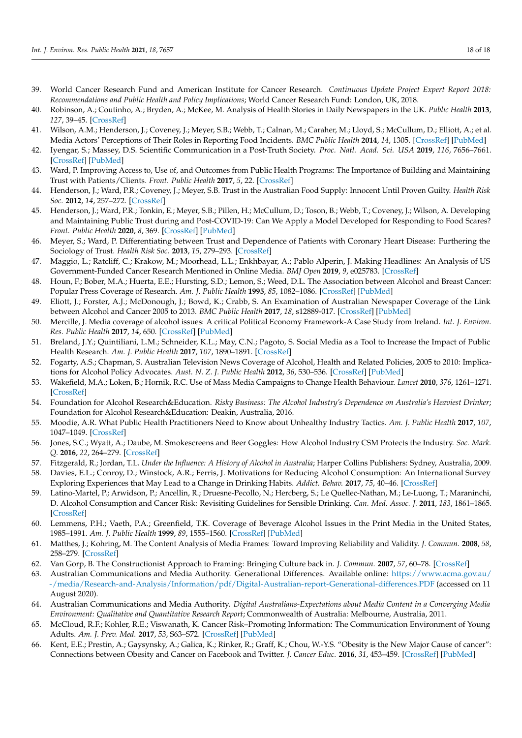39. World Cancer Research Fund and American Institute for Cancer Research. *Continuous Update Project Expert Report 2018: Recommendations and Public Health and Policy Implications*; World Cancer Research Fund: London, UK, 2018.
40. Robinson, A.; Coutinho, A.; Bryden, A.; McKee, M. Analysis of Health Stories in Daily Newspapers in the UK. *Public Health* **2013**, *127*, 39–45. [CrossRef]
41. Wilson, A.M.; Henderson, J.; Coveney, J.; Meyer, S.B.; Webb, T.; Calnan, M.; Caraher, M.; Lloyd, S.; McCullum, D.; Elliott, A.; et al. Media Actors' Perceptions of Their Roles in Reporting Food Incidents. *BMC Public Health* **2014**, *14*, 1305. [CrossRef] [PubMed]
42. Iyengar, S.; Massey, D.S. Scientific Communication in a Post-Truth Society. *Proc. Natl. Acad. Sci. USA* **2019**, *116*, 7656–7661. [CrossRef] [PubMed]
43. Ward, P. Improving Access to, Use of, and Outcomes from Public Health Programs: The Importance of Building and Maintaining Trust with Patients/Clients. *Front. Public Health* **2017**, *5*, 22. [CrossRef]
44. Henderson, J.; Ward, P.R.; Coveney, J.; Meyer, S.B. Trust in the Australian Food Supply: Innocent Until Proven Guilty. *Health Risk Soc.* **2012**, *14*, 257–272. [CrossRef]
45. Henderson, J.; Ward, P.R.; Tonkin, E.; Meyer, S.B.; Pillen, H.; McCullum, D.; Toson, B.; Webb, T.; Coveney, J.; Wilson, A. Developing and Maintaining Public Trust during and Post-COVID-19: Can We Apply a Model Developed for Responding to Food Scares? *Front. Public Health* **2020**, *8*, 369. [CrossRef] [PubMed]
46. Meyer, S.; Ward, P. Differentiating between Trust and Dependence of Patients with Coronary Heart Disease: Furthering the Sociology of Trust. *Health Risk Soc.* **2013**, *15*, 279–293. [CrossRef]
47. Maggio, L.; Ratcliff, C.; Krakow, M.; Moorhead, L.L.; Enkhbayar, A.; Pablo Alperin, J. Making Headlines: An Analysis of US Government-Funded Cancer Research Mentioned in Online Media. *BMJ Open* **2019**, *9*, e025783. [CrossRef]
48. Houn, F.; Bober, M.A.; Huerta, E.E.; Hursting, S.D.; Lemon, S.; Weed, D.L. The Association between Alcohol and Breast Cancer: Popular Press Coverage of Research. *Am. J. Public Health* **1995**, *85*, 1082–1086. [CrossRef] [PubMed]
49. Eliott, J.; Forster, A.J.; McDonough, J.; Bowd, K.; Crabb, S. An Examination of Australian Newspaper Coverage of the Link between Alcohol and Cancer 2005 to 2013. *BMC Public Health* **2017**, *18*, s12889-017. [CrossRef] [PubMed]
50. Mercille, J. Media coverage of alcohol issues: A critical Political Economy Framework-A Case Study from Ireland. *Int. J. Environ. Res. Public Health* **2017**, *14*, 650. [CrossRef] [PubMed]
51. Breland, J.Y.; Quintiliani, L.M.; Schneider, K.L.; May, C.N.; Pagoto, S. Social Media as a Tool to Increase the Impact of Public Health Research. *Am. J. Public Health* **2017**, *107*, 1890–1891. [CrossRef]
52. Fogarty, A.S.; Chapman, S. Australian Television News Coverage of Alcohol, Health and Related Policies, 2005 to 2010: Implications for Alcohol Policy Advocates. *Aust. N. Z. J. Public Health* **2012**, *36*, 530–536. [CrossRef] [PubMed]
53. Wakefield, M.A.; Loken, B.; Hornik, R.C. Use of Mass Media Campaigns to Change Health Behaviour. *Lancet* **2010**, *376*, 1261–1271. [CrossRef]
54. Foundation for Alcohol Research&Education. *Risky Business: The Alcohol Industry's Dependence on Australia's Heaviest Drinker*; Foundation for Alcohol Research&Education: Deakin, Australia, 2016.
55. Moodie, A.R. What Public Health Practitioners Need to Know about Unhealthy Industry Tactics. *Am. J. Public Health* **2017**, *107*, 1047–1049. [CrossRef]
56. Jones, S.C.; Wyatt, A.; Daube, M. Smokescreens and Beer Goggles: How Alcohol Industry CSM Protects the Industry. *Soc. Mark. Q.* **2016**, *22*, 264–279. [CrossRef]
57. Fitzgerald, R.; Jordan, T.L. *Under the Influence: A History of Alcohol in Australia*; Harper Collins Publishers: Sydney, Australia, 2009.
58. Davies, E.L.; Conroy, D.; Winstock, A.R.; Ferris, J. Motivations for Reducing Alcohol Consumption: An International Survey Exploring Experiences that May Lead to a Change in Drinking Habits. *Addict. Behav.* **2017**, *75*, 40–46. [CrossRef]
59. Latino-Martel, P.; Arwidson, P.; Ancellin, R.; Druesne-Pecollo, N.; Hercberg, S.; Le Quellec-Nathan, M.; Le-Luong, T.; Maraninchi, D. Alcohol Consumption and Cancer Risk: Revisiting Guidelines for Sensible Drinking. *Can. Med. Assoc. J.* **2011**, *183*, 1861–1865. [CrossRef]
60. Lemmens, P.H.; Vaeth, P.A.; Greenfield, T.K. Coverage of Beverage Alcohol Issues in the Print Media in the United States, 1985–1991. *Am. J. Public Health* **1999**, *89*, 1555–1560. [CrossRef] [PubMed]
61. Matthes, J.; Kohring, M. The Content Analysis of Media Frames: Toward Improving Reliability and Validity. *J. Commun.* **2008**, *58*, 258–279. [CrossRef]
62. Van Gorp, B. The Constructionist Approach to Framing: Bringing Culture back in. *J. Commun.* **2007**, *57*, 60–78. [CrossRef]
63. Australian Communications and Media Authority. Generational Differences. Available online: https://www.acma.gov.au/-/media/Research-and-Analysis/Information/pdf/Digital-Australian-report-Generational-differences.PDF (accessed on 11 August 2020).
64. Australian Communications and Media Authority. *Digital Australians-Expectations about Media Content in a Converging Media Environment: Qualitative and Quantitative Research Report*; Commonwealth of Australia: Melbourne, Australia, 2011.
65. McCloud, R.F.; Kohler, R.E.; Viswanath, K. Cancer Risk–Promoting Information: The Communication Environment of Young Adults. *Am. J. Prev. Med.* **2017**, *53*, S63–S72. [CrossRef] [PubMed]
66. Kent, E.E.; Prestin, A.; Gaysynsky, A.; Galica, K.; Rinker, R.; Graff, K.; Chou, W.-Y.S. "Obesity is the New Major Cause of cancer": Connections between Obesity and Cancer on Facebook and Twitter. *J. Cancer Educ.* **2016**, *31*, 453–459. [CrossRef] [PubMed]